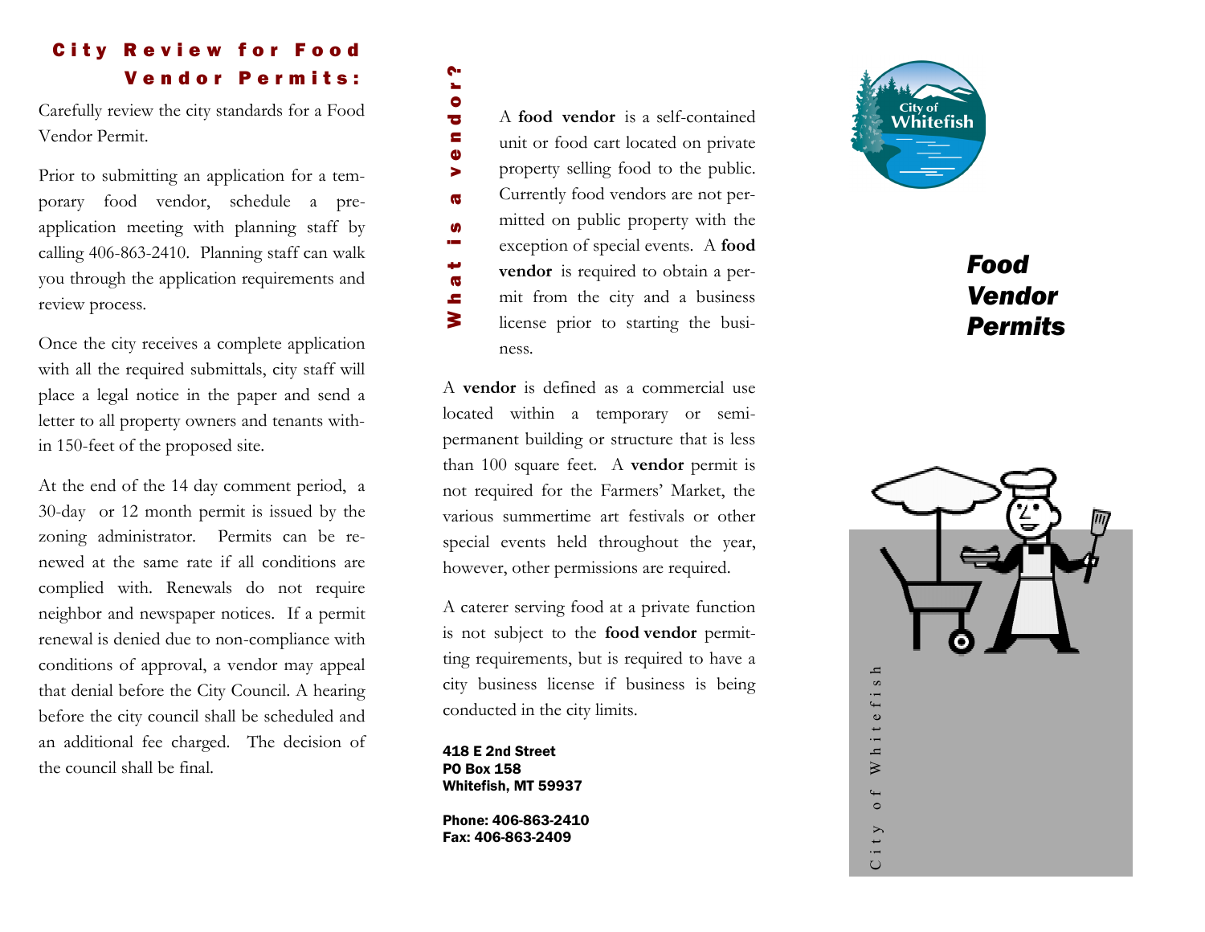## City Review for Food Vendor Permits:

Carefully review the city standards for a Food Vendor Permit.

Prior to submitting an application for a temporary food vendor, schedule a pre-application meeting with planning staff by calling 406-863-2410. Planning staff can walk you through the application requirements and review process.

Once the city receives a complete application with all the required submittals, city staff will place a legal notice in the paper and send a letter to all property owners and tenants within 150-feet of the proposed site.

At the end of the 14 day comment period, a 30-day or 12 month permit is issued by the zoning administrator. Permits can be renewed at the same rate if all conditions are complied with. Renewals do not require neighbor and newspaper notices. If a permit renewal is denied due to non-compliance with conditions of approval, a vendor may appeal that denial before the City Council. A hearing before the city council shall be scheduled and an additional fee charged. The decision of the council shall be final.

## What is a vendor?

A **food vendor** is a self-contained unit or food cart located on private property selling food to the public. Currently food vendors are not permitted on public property with the exception of special events. A **food vendor** is required to obtain a permit from the city and a business license prior to starting the business.

A **vendor** is defined as a commercial use located within a temporary or semi-permanent building or structure that is less than 100 square feet. A **vendor** permit is not required for the Farmers' Market, the various summertime art festivals or other special events held throughout the year, however, other permissions are required.

A caterer serving food at a private function is not subject to the **food vendor** permitting requirements, but is required to have a city business license if business is being conducted in the city limits.

**418 E 2nd Street**
**PO Box 158**
**Whitefish, MT 59937**

**Phone: 406-863-2410**
**Fax: 406-863-2409**

City of Whitefish

# *Food Vendor Permits*

City of Whitefish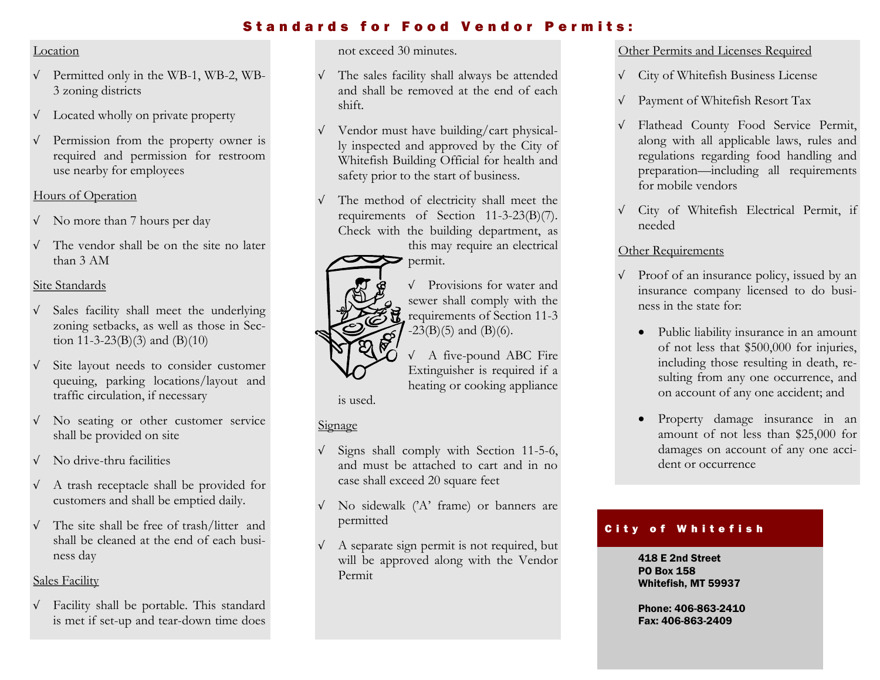# Standards for Food Vendor Permits:

## Location

- √ Permitted only in the WB-1, WB-2, WB-3 zoning districts
- √ Located wholly on private property
- √ Permission from the property owner is required and permission for restroom use nearby for employees

## Hours of Operation

- √ No more than 7 hours per day
- √ The vendor shall be on the site no later than 3 AM

## Site Standards

- √ Sales facility shall meet the underlying zoning setbacks, as well as those in Section 11-3-23(B)(3) and (B)(10)
- √ Site layout needs to consider customer queuing, parking locations/layout and traffic circulation, if necessary
- √ No seating or other customer service shall be provided on site
- √ No drive-thru facilities
- √ A trash receptacle shall be provided for customers and shall be emptied daily.
- √ The site shall be free of trash/litter and shall be cleaned at the end of each business day

## Sales Facility

- √ Facility shall be portable. This standard is met if set-up and tear-down time does not exceed 30 minutes.
- √ The sales facility shall always be attended and shall be removed at the end of each shift.
- √ Vendor must have building/cart physically inspected and approved by the City of Whitefish Building Official for health and safety prior to the start of business.
- √ The method of electricity shall meet the requirements of Section 11-3-23(B)(7). Check with the building department, as this may require an electrical permit.
- √ Provisions for water and sewer shall comply with the requirements of Section 11-3-23(B)(5) and (B)(6).
- √ A five-pound ABC Fire Extinguisher is required if a heating or cooking appliance is used.

## Signage

- √ Signs shall comply with Section 11-5-6, and must be attached to cart and in no case shall exceed 20 square feet
- √ No sidewalk ('A' frame) or banners are permitted
- √ A separate sign permit is not required, but will be approved along with the Vendor Permit

## Other Permits and Licenses Required

- √ City of Whitefish Business License
- √ Payment of Whitefish Resort Tax
- √ Flathead County Food Service Permit, along with all applicable laws, rules and regulations regarding food handling and preparation—including all requirements for mobile vendors
- √ City of Whitefish Electrical Permit, if needed

## Other Requirements

- √ Proof of an insurance policy, issued by an insurance company licensed to do business in the state for:
  - Public liability insurance in an amount of not less that $500,000 for injuries, including those resulting in death, resulting from any one occurrence, and on account of any one accident; and
  - Property damage insurance in an amount of not less than $25,000 for damages on account of any one accident or occurrence

## City of Whitefish

**418 E 2nd Street**
**PO Box 158**
**Whitefish, MT 59937**

**Phone: 406-863-2410**
**Fax: 406-863-2409**